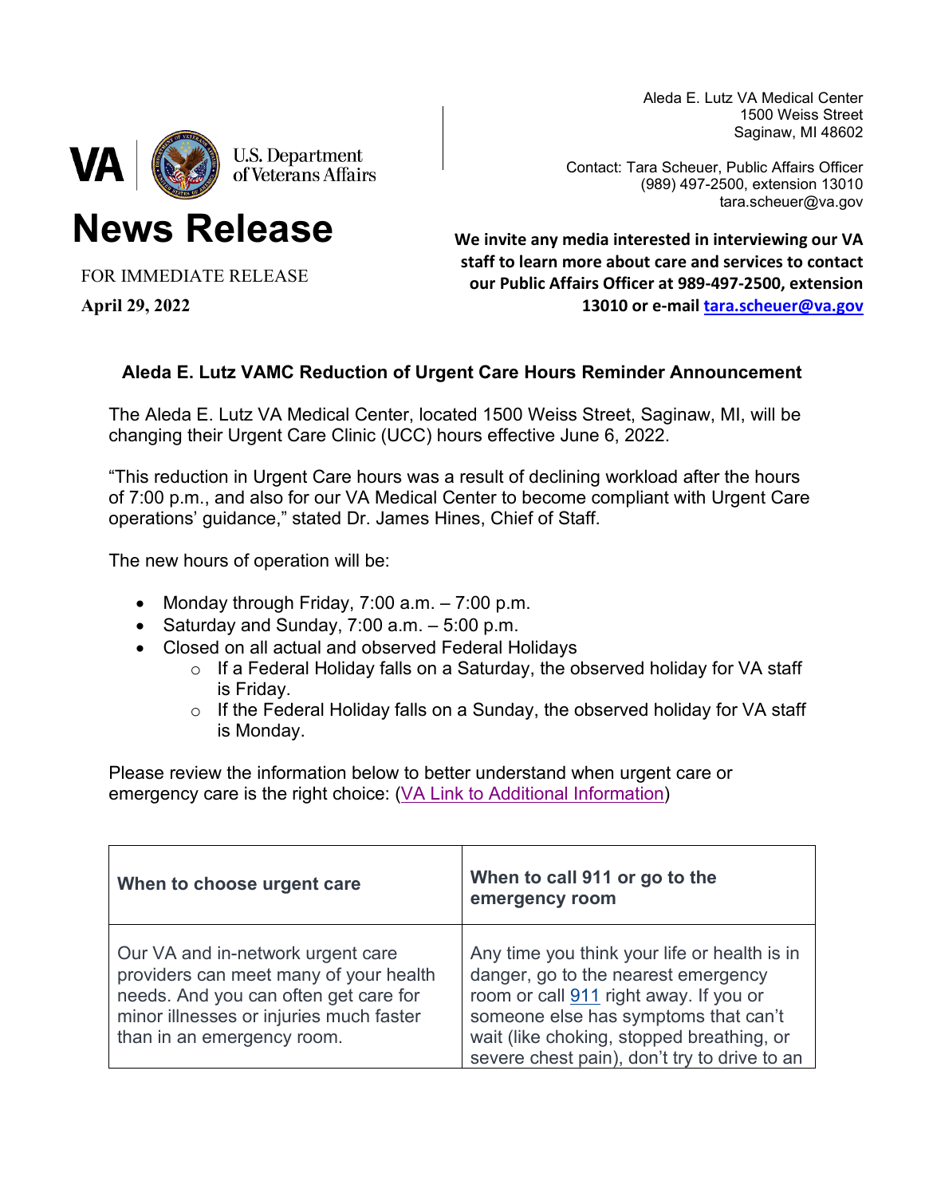U.S. Department of Veterans Affairs

Aleda E. Lutz VA Medical Center
1500 Weiss Street
Saginaw, MI 48602

Contact: Tara Scheuer, Public Affairs Officer
(989) 497-2500, extension 13010
tara.scheuer@va.gov

# News Release

FOR IMMEDIATE RELEASE

**April 29, 2022**

**We invite any media interested in interviewing our VA staff to learn more about care and services to contact our Public Affairs Officer at 989-497-2500, extension 13010 or e-mail [tara.scheuer@va.gov](mailto:tara.scheuer@va.gov)**

## Aleda E. Lutz VAMC Reduction of Urgent Care Hours Reminder Announcement

The Aleda E. Lutz VA Medical Center, located 1500 Weiss Street, Saginaw, MI, will be changing their Urgent Care Clinic (UCC) hours effective June 6, 2022.

"This reduction in Urgent Care hours was a result of declining workload after the hours of 7:00 p.m., and also for our VA Medical Center to become compliant with Urgent Care operations' guidance," stated Dr. James Hines, Chief of Staff.

The new hours of operation will be:

- Monday through Friday, 7:00 a.m. – 7:00 p.m.
- Saturday and Sunday, 7:00 a.m. – 5:00 p.m.
- Closed on all actual and observed Federal Holidays
  - If a Federal Holiday falls on a Saturday, the observed holiday for VA staff is Friday.
  - If the Federal Holiday falls on a Sunday, the observed holiday for VA staff is Monday.

Please review the information below to better understand when urgent care or emergency care is the right choice: (VA Link to Additional Information)

| When to choose urgent care | When to call 911 or go to the emergency room |
|---|---|
| Our VA and in-network urgent care providers can meet many of your health needs. And you can often get care for minor illnesses or injuries much faster than in an emergency room. | Any time you think your life or health is in danger, go to the nearest emergency room or call 911 right away. If you or someone else has symptoms that can't wait (like choking, stopped breathing, or severe chest pain), don't try to drive to an |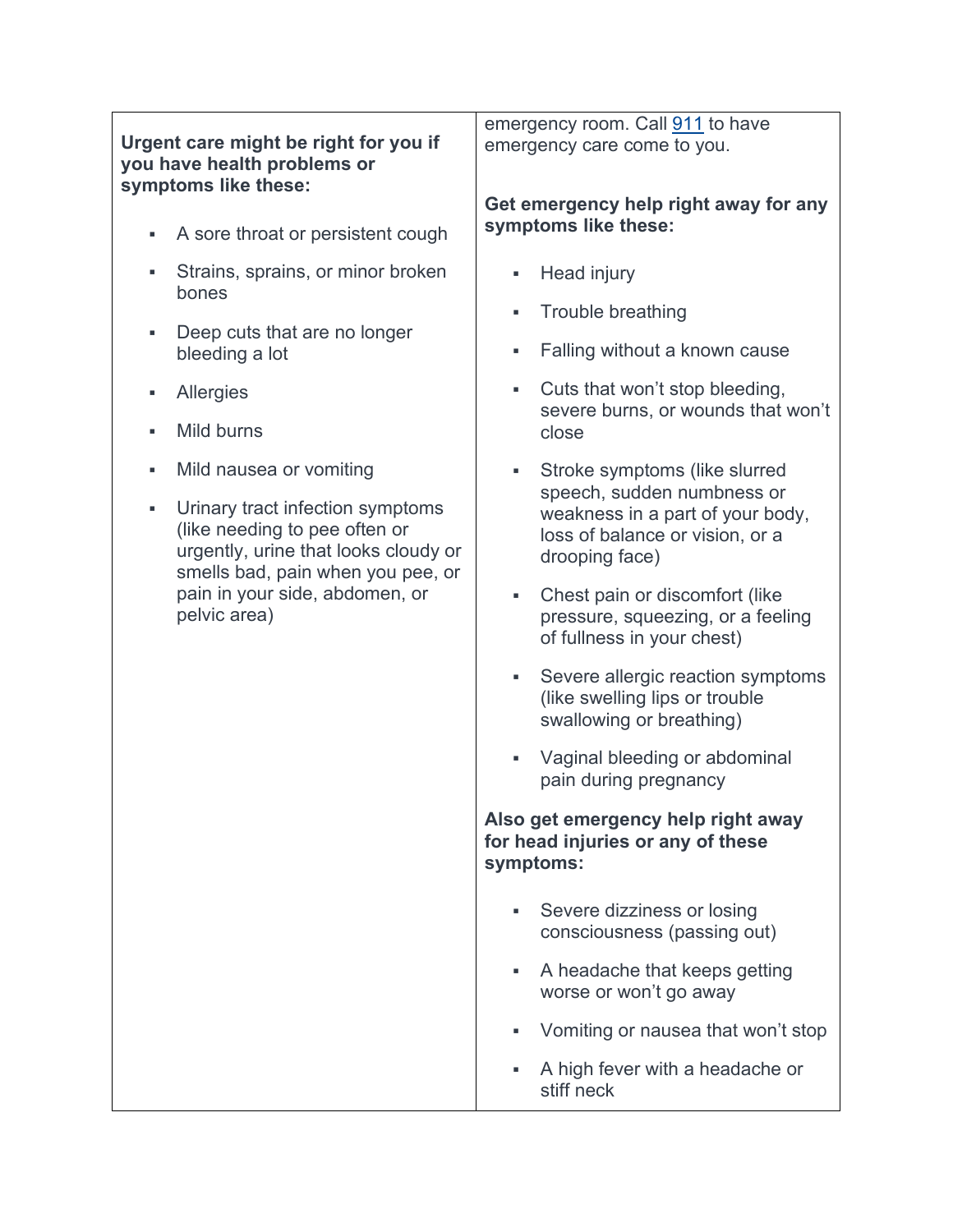**Urgent care might be right for you if you have health problems or symptoms like these:**

- A sore throat or persistent cough
- Strains, sprains, or minor broken bones
- Deep cuts that are no longer bleeding a lot
- Allergies
- Mild burns
- Mild nausea or vomiting
- Urinary tract infection symptoms (like needing to pee often or urgently, urine that looks cloudy or smells bad, pain when you pee, or pain in your side, abdomen, or pelvic area)

emergency room. Call 911 to have emergency care come to you.

**Get emergency help right away for any symptoms like these:**

- Head injury
- Trouble breathing
- Falling without a known cause
- Cuts that won't stop bleeding, severe burns, or wounds that won't close
- Stroke symptoms (like slurred speech, sudden numbness or weakness in a part of your body, loss of balance or vision, or a drooping face)
- Chest pain or discomfort (like pressure, squeezing, or a feeling of fullness in your chest)
- Severe allergic reaction symptoms (like swelling lips or trouble swallowing or breathing)
- Vaginal bleeding or abdominal pain during pregnancy

**Also get emergency help right away for head injuries or any of these symptoms:**

- Severe dizziness or losing consciousness (passing out)
- A headache that keeps getting worse or won't go away
- Vomiting or nausea that won't stop
- A high fever with a headache or stiff neck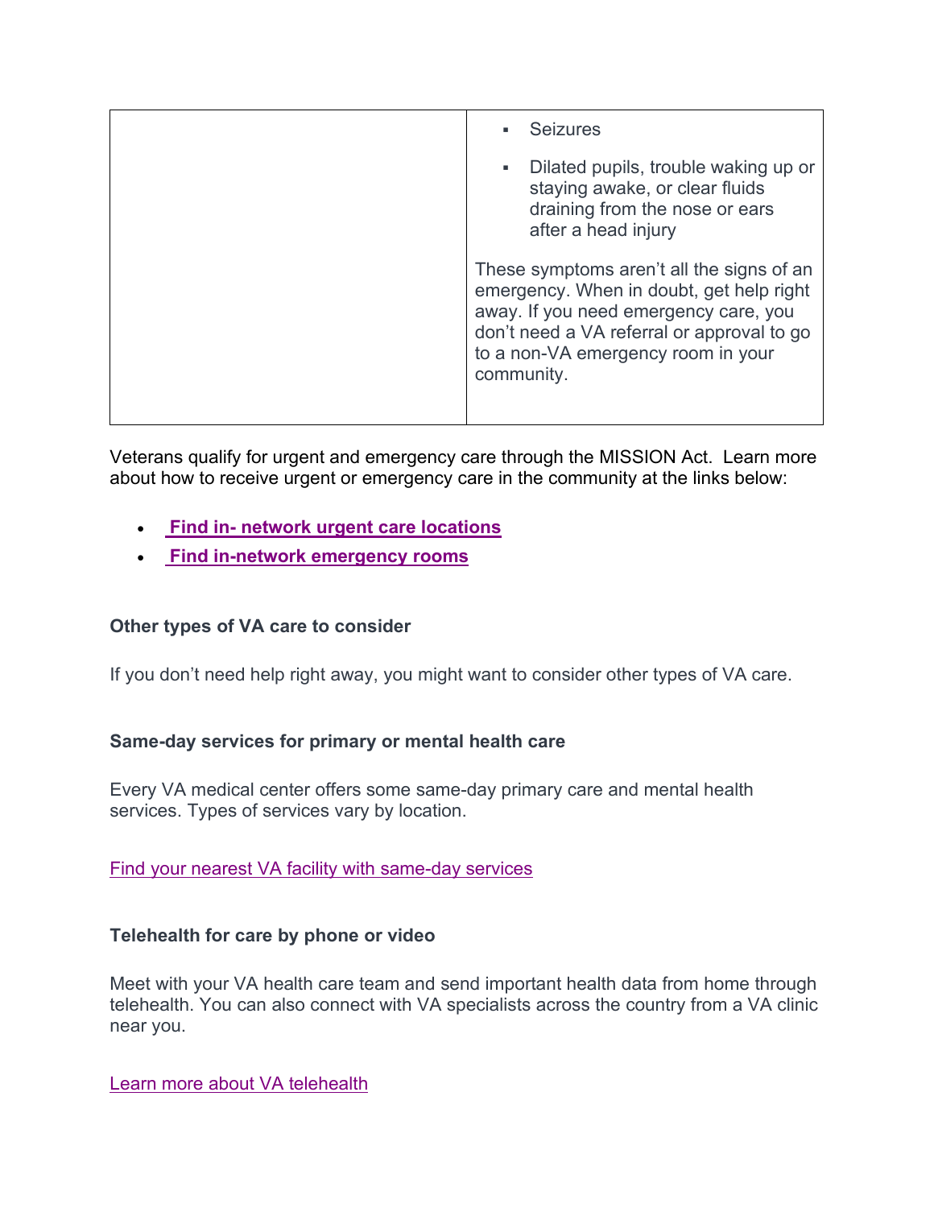| | |
|---|---|
| | ▪ Seizures<br><br>▪ Dilated pupils, trouble waking up or staying awake, or clear fluids draining from the nose or ears after a head injury<br><br>These symptoms aren't all the signs of an emergency. When in doubt, get help right away. If you need emergency care, you don't need a VA referral or approval to go to a non-VA emergency room in your community. |

Veterans qualify for urgent and emergency care through the MISSION Act. Learn more about how to receive urgent or emergency care in the community at the links below:

- **Find in- network urgent care locations**
- **Find in-network emergency rooms**

**Other types of VA care to consider**

If you don't need help right away, you might want to consider other types of VA care.

**Same-day services for primary or mental health care**

Every VA medical center offers some same-day primary care and mental health services. Types of services vary by location.

Find your nearest VA facility with same-day services

**Telehealth for care by phone or video**

Meet with your VA health care team and send important health data from home through telehealth. You can also connect with VA specialists across the country from a VA clinic near you.

Learn more about VA telehealth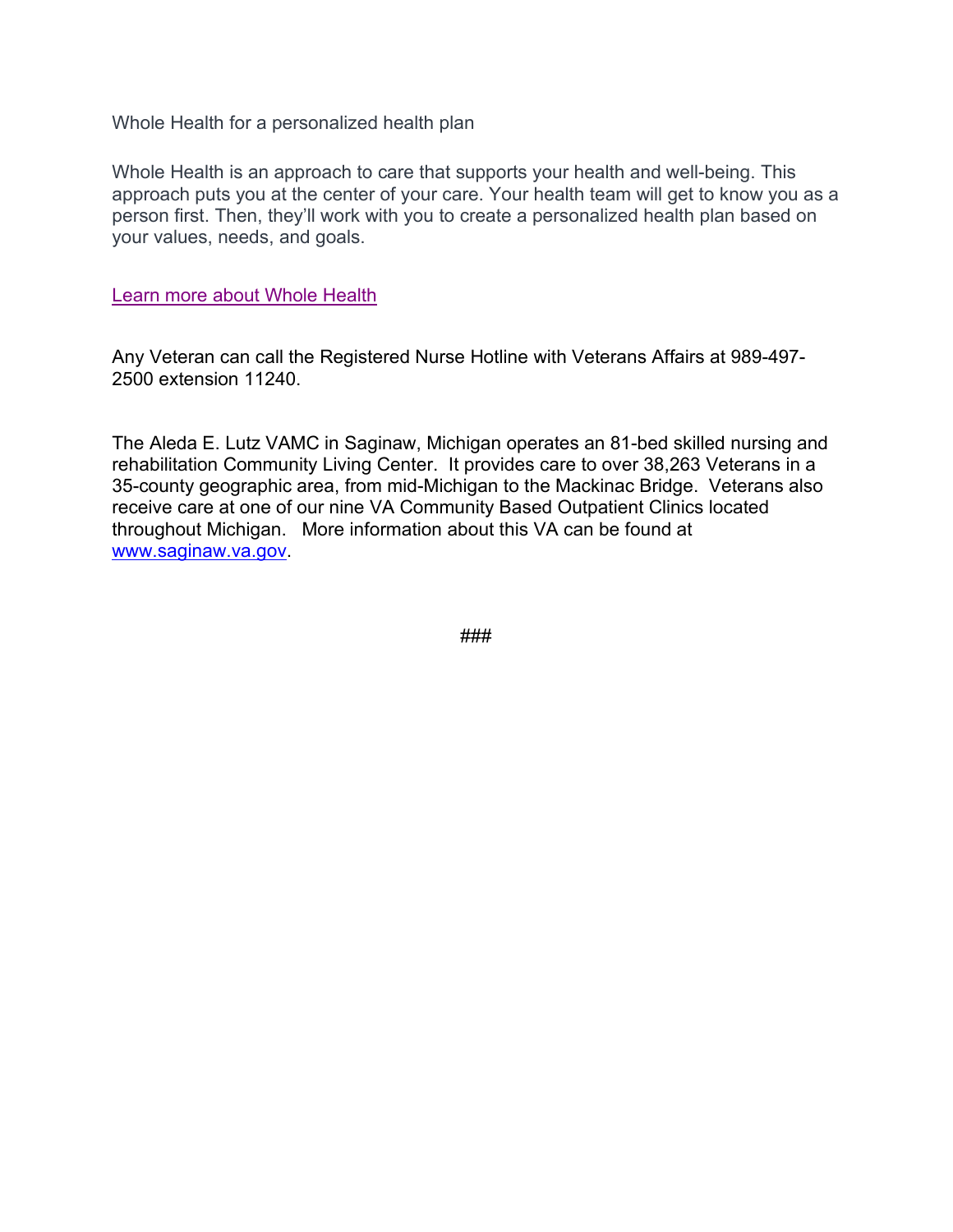Whole Health for a personalized health plan

Whole Health is an approach to care that supports your health and well-being. This approach puts you at the center of your care. Your health team will get to know you as a person first. Then, they'll work with you to create a personalized health plan based on your values, needs, and goals.

[Learn more about Whole Health]

Any Veteran can call the Registered Nurse Hotline with Veterans Affairs at 989-497-2500 extension 11240.

The Aleda E. Lutz VAMC in Saginaw, Michigan operates an 81-bed skilled nursing and rehabilitation Community Living Center. It provides care to over 38,263 Veterans in a 35-county geographic area, from mid-Michigan to the Mackinac Bridge. Veterans also receive care at one of our nine VA Community Based Outpatient Clinics located throughout Michigan. More information about this VA can be found at www.saginaw.va.gov.

###